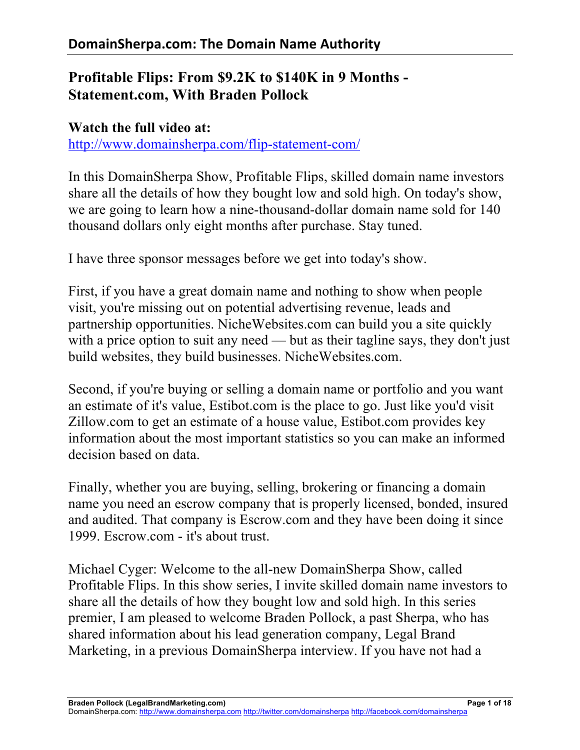# Profitable Flips: From $9.2K to $140K in 9 Months - Statement.com, With Braden Pollock

**Watch the full video at:**
http://www.domainsherpa.com/flip-statement-com/

In this DomainSherpa Show, Profitable Flips, skilled domain name investors share all the details of how they bought low and sold high. On today's show, we are going to learn how a nine-thousand-dollar domain name sold for 140 thousand dollars only eight months after purchase. Stay tuned.

I have three sponsor messages before we get into today's show.

First, if you have a great domain name and nothing to show when people visit, you're missing out on potential advertising revenue, leads and partnership opportunities. NicheWebsites.com can build you a site quickly with a price option to suit any need — but as their tagline says, they don't just build websites, they build businesses. NicheWebsites.com.

Second, if you're buying or selling a domain name or portfolio and you want an estimate of it's value, Estibot.com is the place to go. Just like you'd visit Zillow.com to get an estimate of a house value, Estibot.com provides key information about the most important statistics so you can make an informed decision based on data.

Finally, whether you are buying, selling, brokering or financing a domain name you need an escrow company that is properly licensed, bonded, insured and audited. That company is Escrow.com and they have been doing it since 1999. Escrow.com - it's about trust.

Michael Cyger: Welcome to the all-new DomainSherpa Show, called Profitable Flips. In this show series, I invite skilled domain name investors to share all the details of how they bought low and sold high. In this series premier, I am pleased to welcome Braden Pollock, a past Sherpa, who has shared information about his lead generation company, Legal Brand Marketing, in a previous DomainSherpa interview. If you have not had a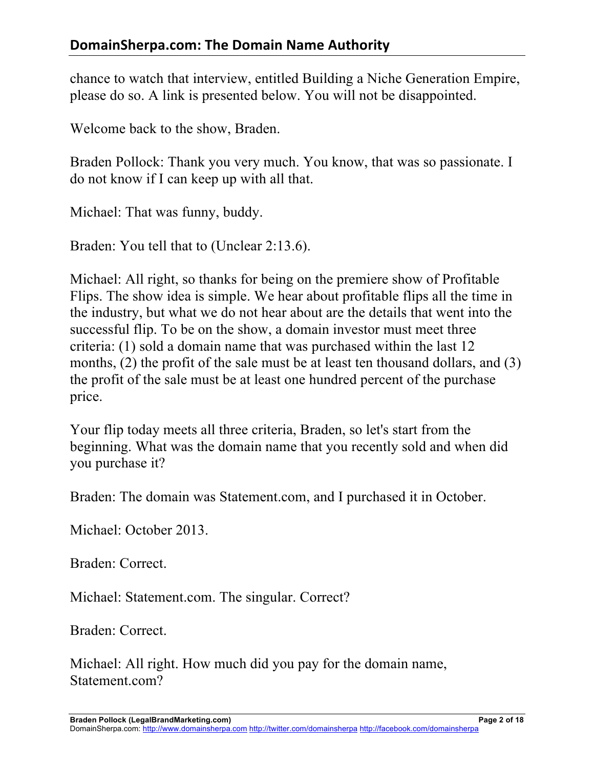chance to watch that interview, entitled Building a Niche Generation Empire, please do so. A link is presented below. You will not be disappointed.

Welcome back to the show, Braden.

Braden Pollock: Thank you very much. You know, that was so passionate. I do not know if I can keep up with all that.

Michael: That was funny, buddy.

Braden: You tell that to (Unclear 2:13.6).

Michael: All right, so thanks for being on the premiere show of Profitable Flips. The show idea is simple. We hear about profitable flips all the time in the industry, but what we do not hear about are the details that went into the successful flip. To be on the show, a domain investor must meet three criteria: (1) sold a domain name that was purchased within the last 12 months, (2) the profit of the sale must be at least ten thousand dollars, and (3) the profit of the sale must be at least one hundred percent of the purchase price.

Your flip today meets all three criteria, Braden, so let's start from the beginning. What was the domain name that you recently sold and when did you purchase it?

Braden: The domain was Statement.com, and I purchased it in October.

Michael: October 2013.

Braden: Correct.

Michael: Statement.com. The singular. Correct?

Braden: Correct.

Michael: All right. How much did you pay for the domain name, Statement.com?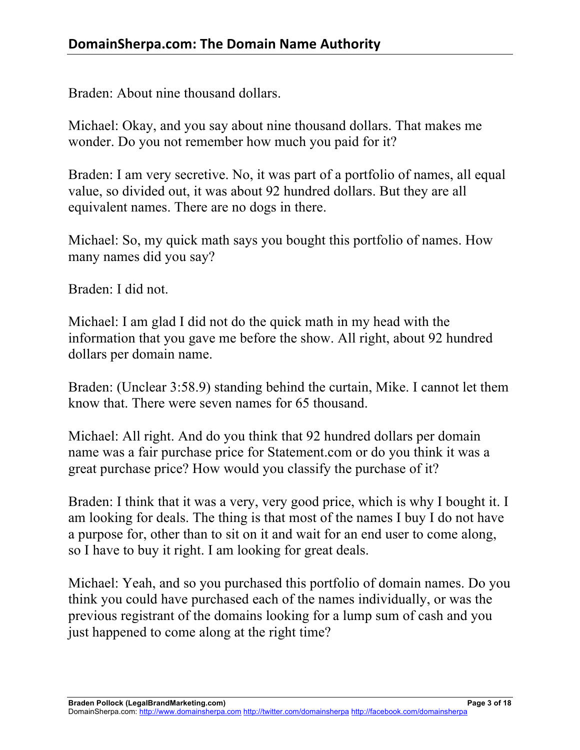Braden: About nine thousand dollars.

Michael: Okay, and you say about nine thousand dollars. That makes me wonder. Do you not remember how much you paid for it?

Braden: I am very secretive. No, it was part of a portfolio of names, all equal value, so divided out, it was about 92 hundred dollars. But they are all equivalent names. There are no dogs in there.

Michael: So, my quick math says you bought this portfolio of names. How many names did you say?

Braden: I did not.

Michael: I am glad I did not do the quick math in my head with the information that you gave me before the show. All right, about 92 hundred dollars per domain name.

Braden: (Unclear 3:58.9) standing behind the curtain, Mike. I cannot let them know that. There were seven names for 65 thousand.

Michael: All right. And do you think that 92 hundred dollars per domain name was a fair purchase price for Statement.com or do you think it was a great purchase price? How would you classify the purchase of it?

Braden: I think that it was a very, very good price, which is why I bought it. I am looking for deals. The thing is that most of the names I buy I do not have a purpose for, other than to sit on it and wait for an end user to come along, so I have to buy it right. I am looking for great deals.

Michael: Yeah, and so you purchased this portfolio of domain names. Do you think you could have purchased each of the names individually, or was the previous registrant of the domains looking for a lump sum of cash and you just happened to come along at the right time?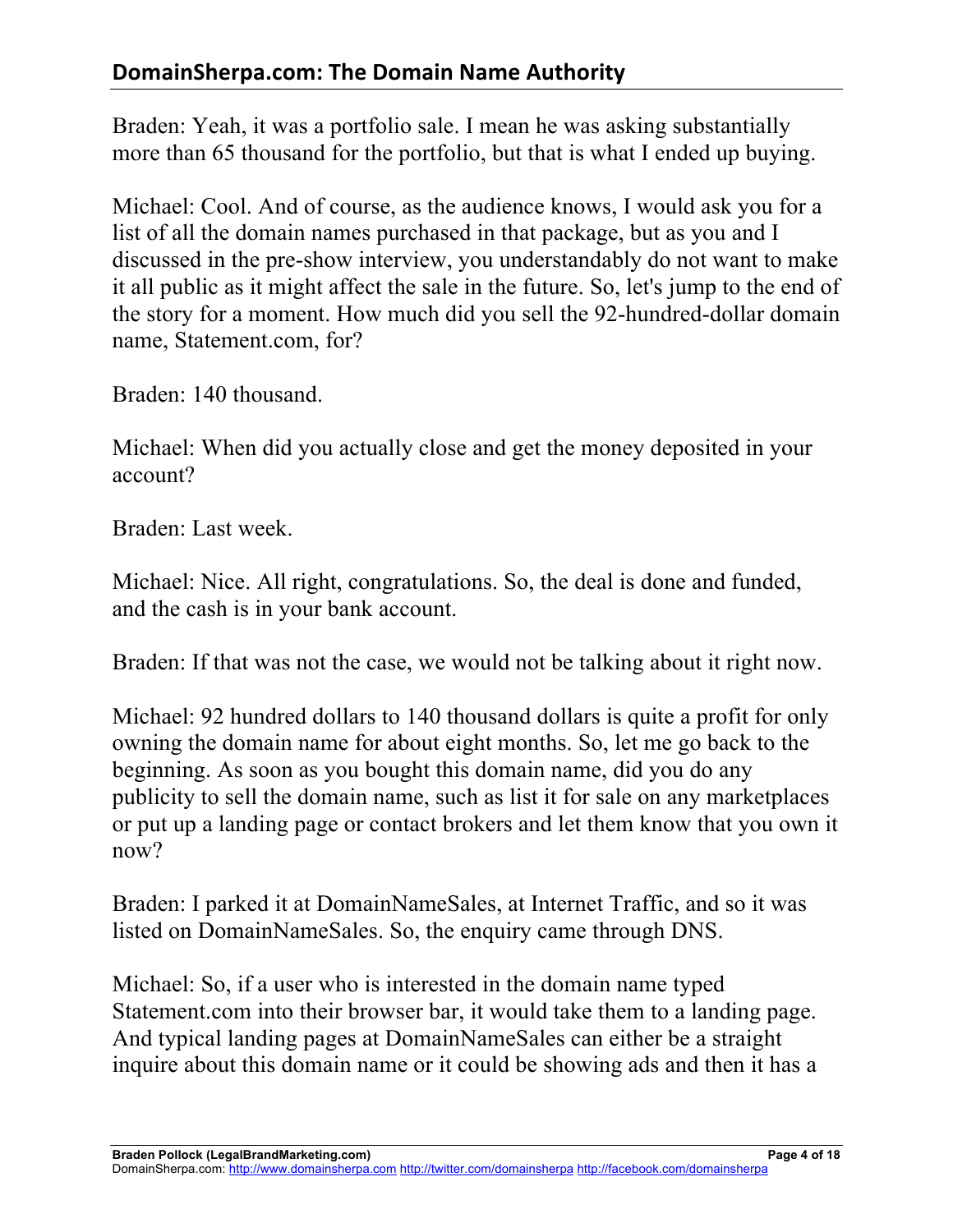Braden: Yeah, it was a portfolio sale. I mean he was asking substantially more than 65 thousand for the portfolio, but that is what I ended up buying.

Michael: Cool. And of course, as the audience knows, I would ask you for a list of all the domain names purchased in that package, but as you and I discussed in the pre-show interview, you understandably do not want to make it all public as it might affect the sale in the future. So, let's jump to the end of the story for a moment. How much did you sell the 92-hundred-dollar domain name, Statement.com, for?

Braden: 140 thousand.

Michael: When did you actually close and get the money deposited in your account?

Braden: Last week.

Michael: Nice. All right, congratulations. So, the deal is done and funded, and the cash is in your bank account.

Braden: If that was not the case, we would not be talking about it right now.

Michael: 92 hundred dollars to 140 thousand dollars is quite a profit for only owning the domain name for about eight months. So, let me go back to the beginning. As soon as you bought this domain name, did you do any publicity to sell the domain name, such as list it for sale on any marketplaces or put up a landing page or contact brokers and let them know that you own it now?

Braden: I parked it at DomainNameSales, at Internet Traffic, and so it was listed on DomainNameSales. So, the enquiry came through DNS.

Michael: So, if a user who is interested in the domain name typed Statement.com into their browser bar, it would take them to a landing page. And typical landing pages at DomainNameSales can either be a straight inquire about this domain name or it could be showing ads and then it has a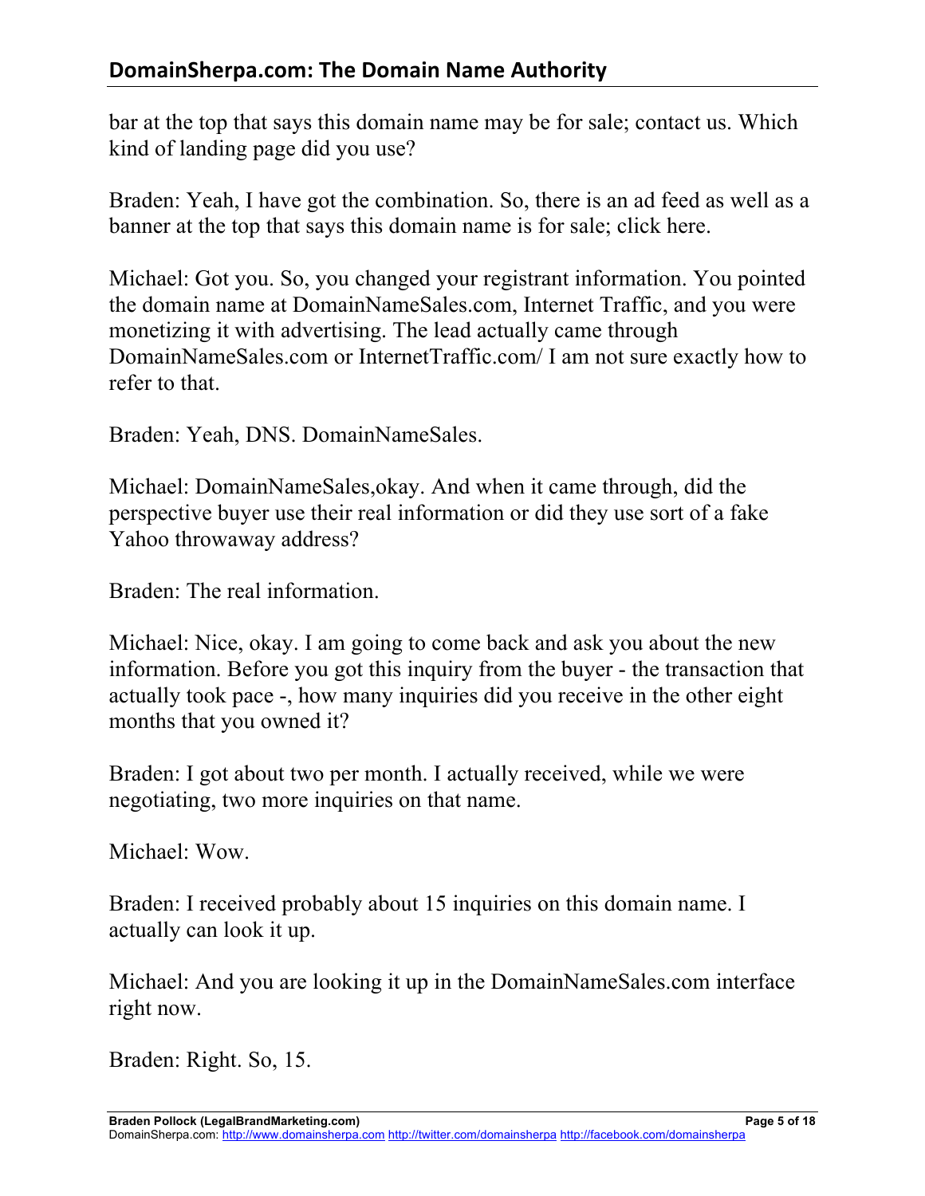bar at the top that says this domain name may be for sale; contact us. Which kind of landing page did you use?

Braden: Yeah, I have got the combination. So, there is an ad feed as well as a banner at the top that says this domain name is for sale; click here.

Michael: Got you. So, you changed your registrant information. You pointed the domain name at DomainNameSales.com, Internet Traffic, and you were monetizing it with advertising. The lead actually came through DomainNameSales.com or InternetTraffic.com/ I am not sure exactly how to refer to that.

Braden: Yeah, DNS. DomainNameSales.

Michael: DomainNameSales,okay. And when it came through, did the perspective buyer use their real information or did they use sort of a fake Yahoo throwaway address?

Braden: The real information.

Michael: Nice, okay. I am going to come back and ask you about the new information. Before you got this inquiry from the buyer - the transaction that actually took pace -, how many inquiries did you receive in the other eight months that you owned it?

Braden: I got about two per month. I actually received, while we were negotiating, two more inquiries on that name.

Michael: Wow.

Braden: I received probably about 15 inquiries on this domain name. I actually can look it up.

Michael: And you are looking it up in the DomainNameSales.com interface right now.

Braden: Right. So, 15.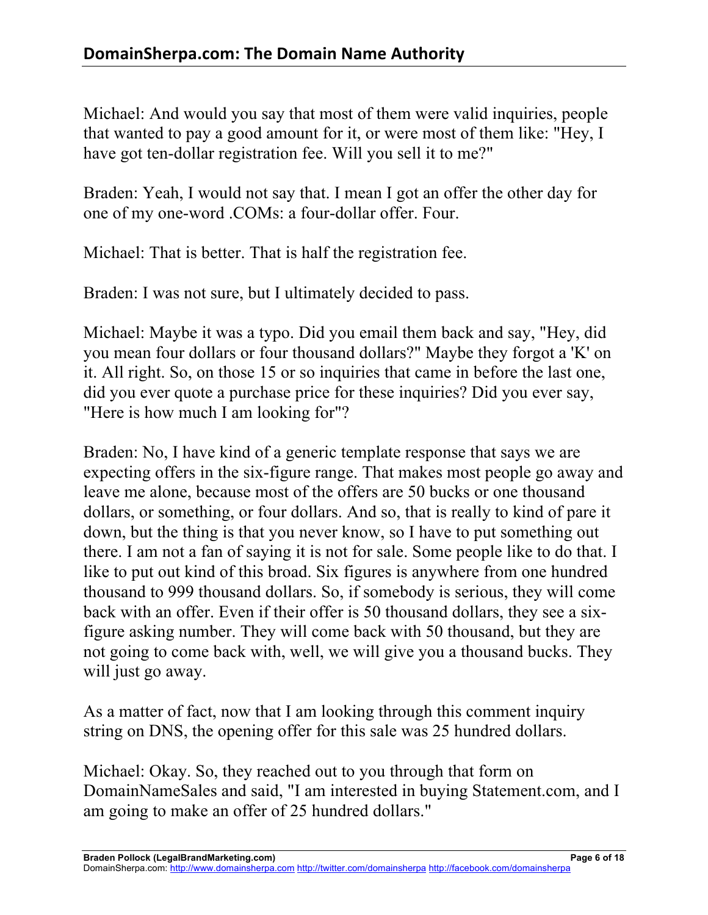Michael: And would you say that most of them were valid inquiries, people that wanted to pay a good amount for it, or were most of them like: "Hey, I have got ten-dollar registration fee. Will you sell it to me?"

Braden: Yeah, I would not say that. I mean I got an offer the other day for one of my one-word .COMs: a four-dollar offer. Four.

Michael: That is better. That is half the registration fee.

Braden: I was not sure, but I ultimately decided to pass.

Michael: Maybe it was a typo. Did you email them back and say, "Hey, did you mean four dollars or four thousand dollars?" Maybe they forgot a 'K' on it. All right. So, on those 15 or so inquiries that came in before the last one, did you ever quote a purchase price for these inquiries? Did you ever say, "Here is how much I am looking for"?

Braden: No, I have kind of a generic template response that says we are expecting offers in the six-figure range. That makes most people go away and leave me alone, because most of the offers are 50 bucks or one thousand dollars, or something, or four dollars. And so, that is really to kind of pare it down, but the thing is that you never know, so I have to put something out there. I am not a fan of saying it is not for sale. Some people like to do that. I like to put out kind of this broad. Six figures is anywhere from one hundred thousand to 999 thousand dollars. So, if somebody is serious, they will come back with an offer. Even if their offer is 50 thousand dollars, they see a six-figure asking number. They will come back with 50 thousand, but they are not going to come back with, well, we will give you a thousand bucks. They will just go away.

As a matter of fact, now that I am looking through this comment inquiry string on DNS, the opening offer for this sale was 25 hundred dollars.

Michael: Okay. So, they reached out to you through that form on DomainNameSales and said, "I am interested in buying Statement.com, and I am going to make an offer of 25 hundred dollars."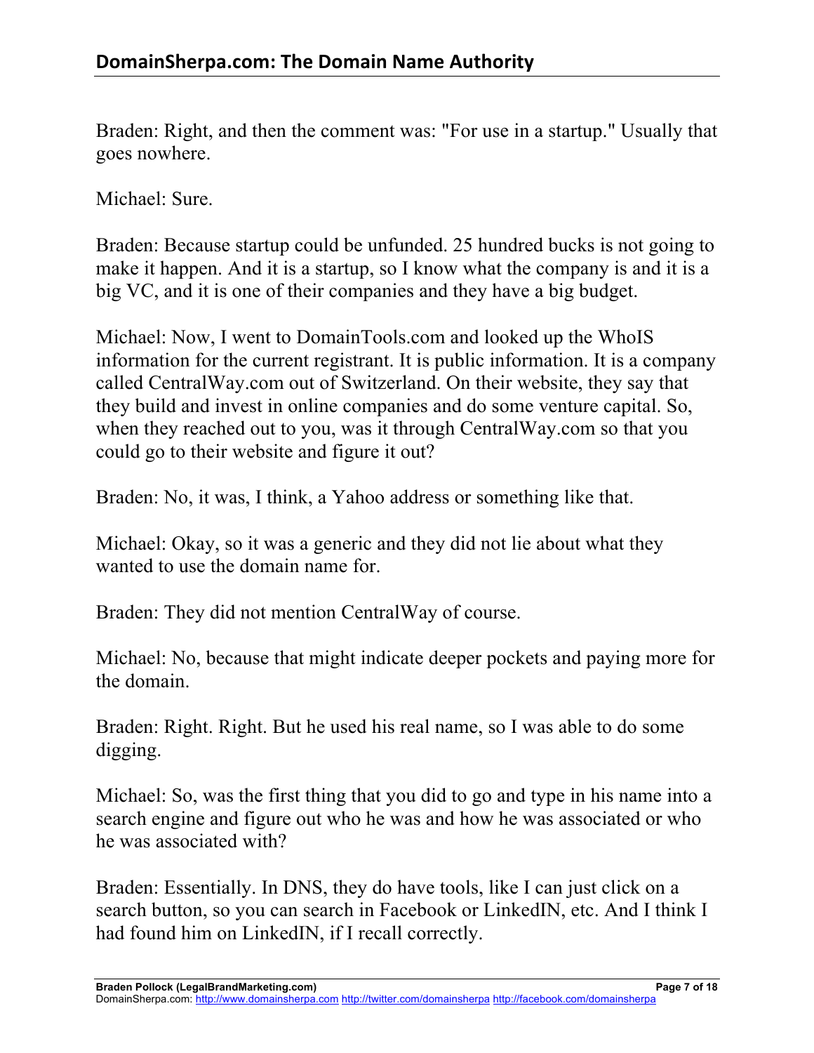Braden: Right, and then the comment was: "For use in a startup." Usually that goes nowhere.

Michael: Sure.

Braden: Because startup could be unfunded. 25 hundred bucks is not going to make it happen. And it is a startup, so I know what the company is and it is a big VC, and it is one of their companies and they have a big budget.

Michael: Now, I went to DomainTools.com and looked up the WhoIS information for the current registrant. It is public information. It is a company called CentralWay.com out of Switzerland. On their website, they say that they build and invest in online companies and do some venture capital. So, when they reached out to you, was it through CentralWay.com so that you could go to their website and figure it out?

Braden: No, it was, I think, a Yahoo address or something like that.

Michael: Okay, so it was a generic and they did not lie about what they wanted to use the domain name for.

Braden: They did not mention CentralWay of course.

Michael: No, because that might indicate deeper pockets and paying more for the domain.

Braden: Right. Right. But he used his real name, so I was able to do some digging.

Michael: So, was the first thing that you did to go and type in his name into a search engine and figure out who he was and how he was associated or who he was associated with?

Braden: Essentially. In DNS, they do have tools, like I can just click on a search button, so you can search in Facebook or LinkedIN, etc. And I think I had found him on LinkedIN, if I recall correctly.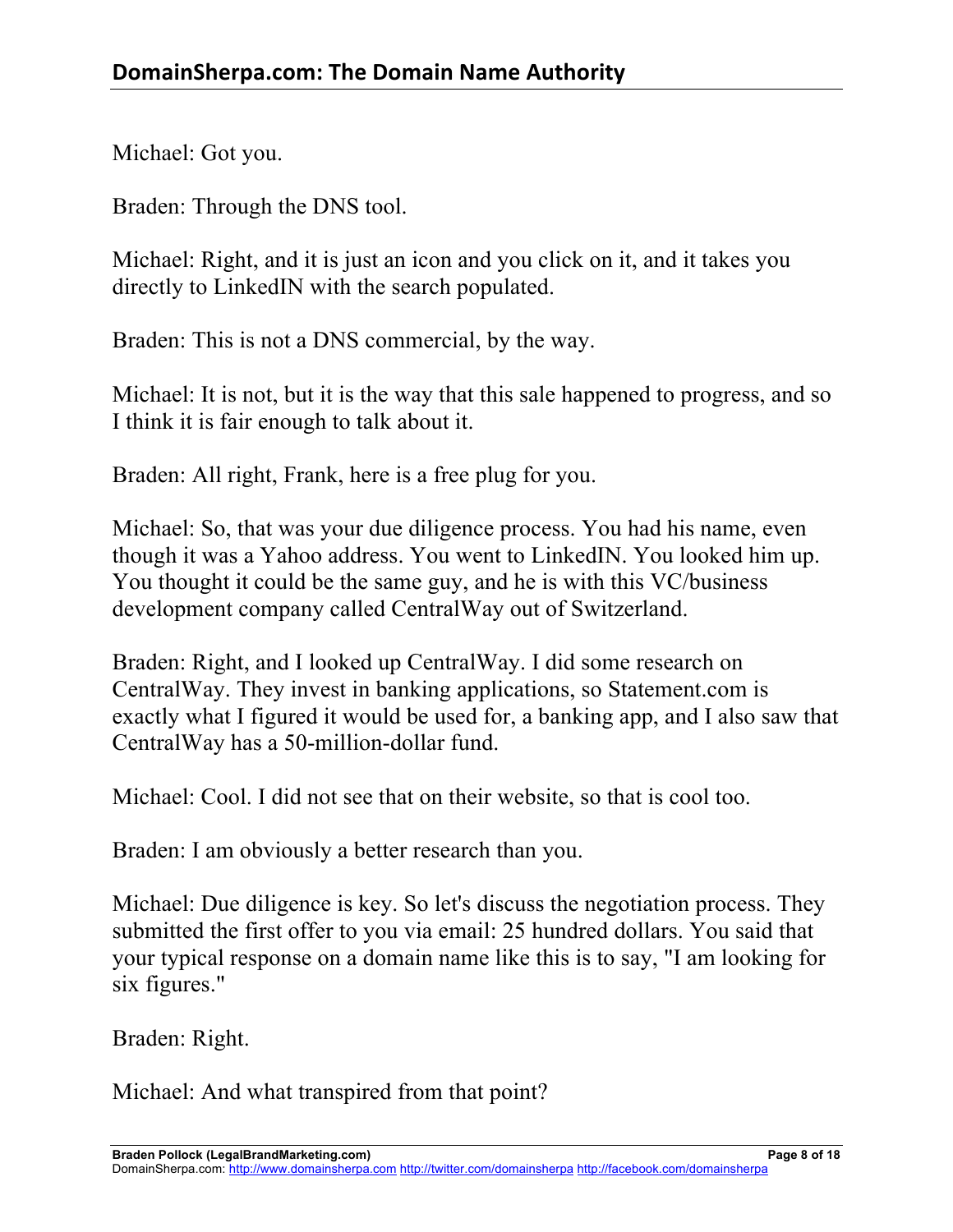Michael: Got you.

Braden: Through the DNS tool.

Michael: Right, and it is just an icon and you click on it, and it takes you directly to LinkedIN with the search populated.

Braden: This is not a DNS commercial, by the way.

Michael: It is not, but it is the way that this sale happened to progress, and so I think it is fair enough to talk about it.

Braden: All right, Frank, here is a free plug for you.

Michael: So, that was your due diligence process. You had his name, even though it was a Yahoo address. You went to LinkedIN. You looked him up. You thought it could be the same guy, and he is with this VC/business development company called CentralWay out of Switzerland.

Braden: Right, and I looked up CentralWay. I did some research on CentralWay. They invest in banking applications, so Statement.com is exactly what I figured it would be used for, a banking app, and I also saw that CentralWay has a 50-million-dollar fund.

Michael: Cool. I did not see that on their website, so that is cool too.

Braden: I am obviously a better research than you.

Michael: Due diligence is key. So let's discuss the negotiation process. They submitted the first offer to you via email: 25 hundred dollars. You said that your typical response on a domain name like this is to say, "I am looking for six figures."

Braden: Right.

Michael: And what transpired from that point?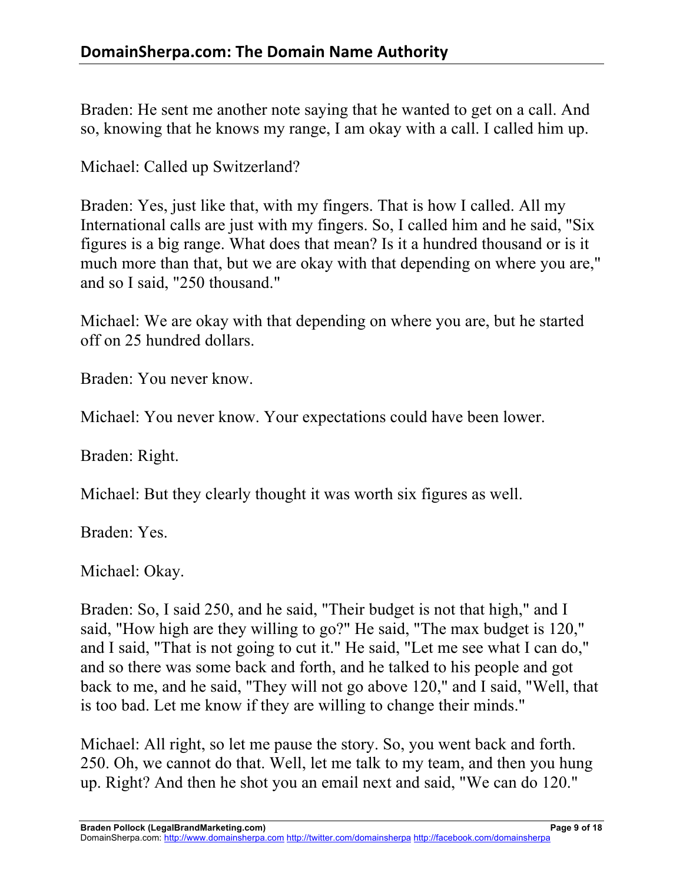Braden: He sent me another note saying that he wanted to get on a call. And so, knowing that he knows my range, I am okay with a call. I called him up.

Michael: Called up Switzerland?

Braden: Yes, just like that, with my fingers. That is how I called. All my International calls are just with my fingers. So, I called him and he said, "Six figures is a big range. What does that mean? Is it a hundred thousand or is it much more than that, but we are okay with that depending on where you are," and so I said, "250 thousand."

Michael: We are okay with that depending on where you are, but he started off on 25 hundred dollars.

Braden: You never know.

Michael: You never know. Your expectations could have been lower.

Braden: Right.

Michael: But they clearly thought it was worth six figures as well.

Braden: Yes.

Michael: Okay.

Braden: So, I said 250, and he said, "Their budget is not that high," and I said, "How high are they willing to go?" He said, "The max budget is 120," and I said, "That is not going to cut it." He said, "Let me see what I can do," and so there was some back and forth, and he talked to his people and got back to me, and he said, "They will not go above 120," and I said, "Well, that is too bad. Let me know if they are willing to change their minds."

Michael: All right, so let me pause the story. So, you went back and forth. 250. Oh, we cannot do that. Well, let me talk to my team, and then you hung up. Right? And then he shot you an email next and said, "We can do 120."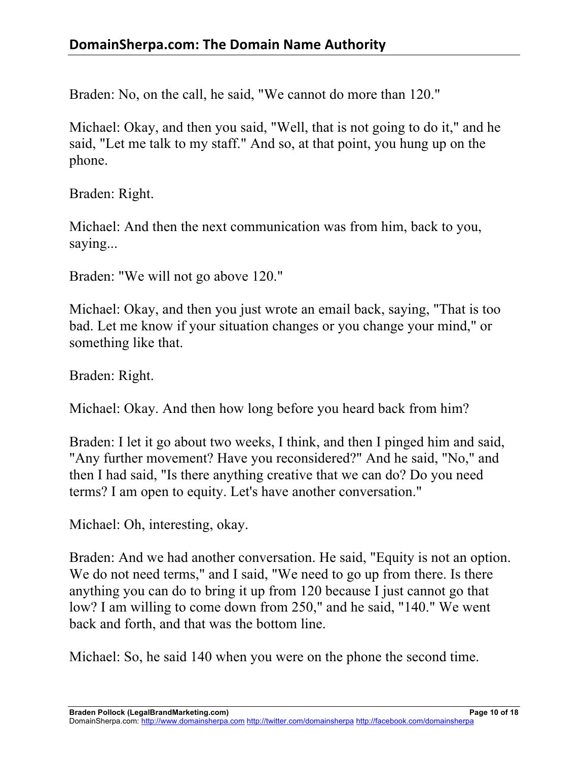Braden: No, on the call, he said, "We cannot do more than 120."

Michael: Okay, and then you said, "Well, that is not going to do it," and he said, "Let me talk to my staff." And so, at that point, you hung up on the phone.

Braden: Right.

Michael: And then the next communication was from him, back to you, saying...

Braden: "We will not go above 120."

Michael: Okay, and then you just wrote an email back, saying, "That is too bad. Let me know if your situation changes or you change your mind," or something like that.

Braden: Right.

Michael: Okay. And then how long before you heard back from him?

Braden: I let it go about two weeks, I think, and then I pinged him and said, "Any further movement? Have you reconsidered?" And he said, "No," and then I had said, "Is there anything creative that we can do? Do you need terms? I am open to equity. Let's have another conversation."

Michael: Oh, interesting, okay.

Braden: And we had another conversation. He said, "Equity is not an option. We do not need terms," and I said, "We need to go up from there. Is there anything you can do to bring it up from 120 because I just cannot go that low? I am willing to come down from 250," and he said, "140." We went back and forth, and that was the bottom line.

Michael: So, he said 140 when you were on the phone the second time.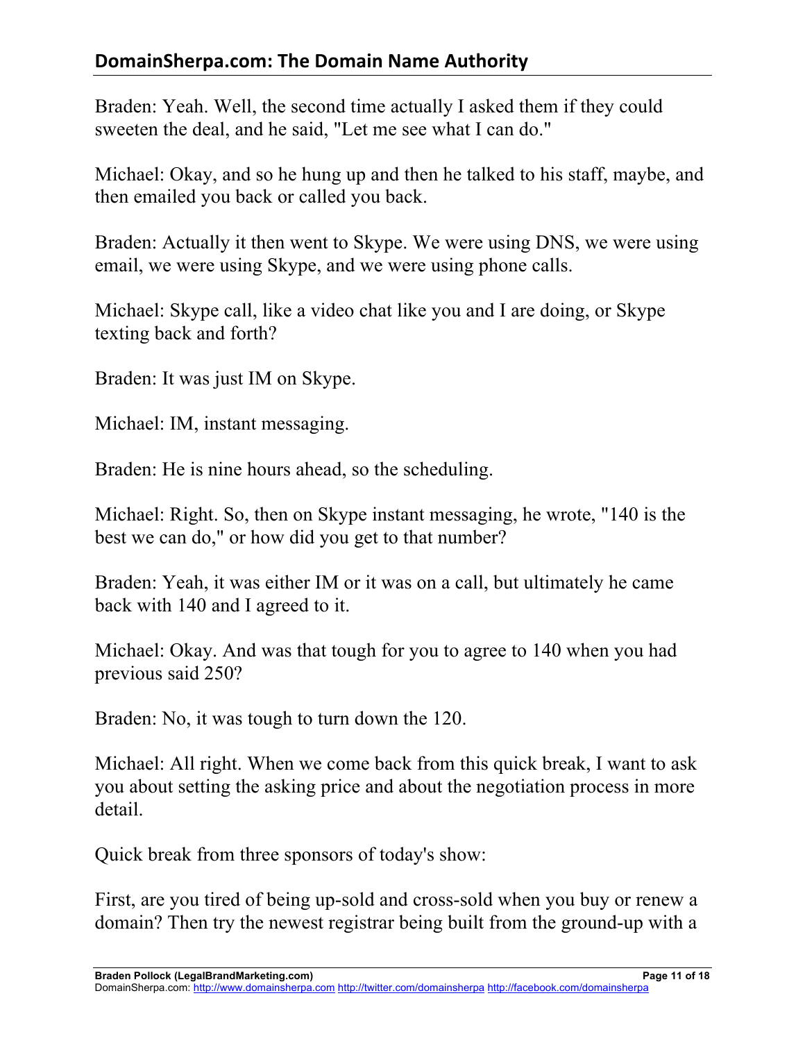Braden: Yeah. Well, the second time actually I asked them if they could sweeten the deal, and he said, "Let me see what I can do."

Michael: Okay, and so he hung up and then he talked to his staff, maybe, and then emailed you back or called you back.

Braden: Actually it then went to Skype. We were using DNS, we were using email, we were using Skype, and we were using phone calls.

Michael: Skype call, like a video chat like you and I are doing, or Skype texting back and forth?

Braden: It was just IM on Skype.

Michael: IM, instant messaging.

Braden: He is nine hours ahead, so the scheduling.

Michael: Right. So, then on Skype instant messaging, he wrote, "140 is the best we can do," or how did you get to that number?

Braden: Yeah, it was either IM or it was on a call, but ultimately he came back with 140 and I agreed to it.

Michael: Okay. And was that tough for you to agree to 140 when you had previous said 250?

Braden: No, it was tough to turn down the 120.

Michael: All right. When we come back from this quick break, I want to ask you about setting the asking price and about the negotiation process in more detail.

Quick break from three sponsors of today's show:

First, are you tired of being up-sold and cross-sold when you buy or renew a domain? Then try the newest registrar being built from the ground-up with a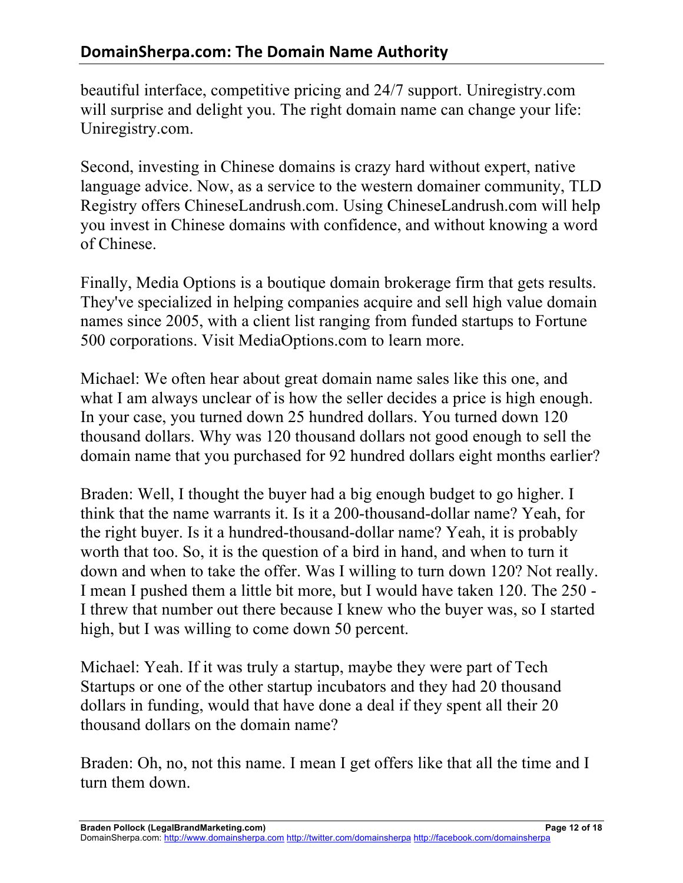beautiful interface, competitive pricing and 24/7 support. Uniregistry.com will surprise and delight you. The right domain name can change your life: Uniregistry.com.

Second, investing in Chinese domains is crazy hard without expert, native language advice. Now, as a service to the western domainer community, TLD Registry offers ChineseLandrush.com. Using ChineseLandrush.com will help you invest in Chinese domains with confidence, and without knowing a word of Chinese.

Finally, Media Options is a boutique domain brokerage firm that gets results. They've specialized in helping companies acquire and sell high value domain names since 2005, with a client list ranging from funded startups to Fortune 500 corporations. Visit MediaOptions.com to learn more.

Michael: We often hear about great domain name sales like this one, and what I am always unclear of is how the seller decides a price is high enough. In your case, you turned down 25 hundred dollars. You turned down 120 thousand dollars. Why was 120 thousand dollars not good enough to sell the domain name that you purchased for 92 hundred dollars eight months earlier?

Braden: Well, I thought the buyer had a big enough budget to go higher. I think that the name warrants it. Is it a 200-thousand-dollar name? Yeah, for the right buyer. Is it a hundred-thousand-dollar name? Yeah, it is probably worth that too. So, it is the question of a bird in hand, and when to turn it down and when to take the offer. Was I willing to turn down 120? Not really. I mean I pushed them a little bit more, but I would have taken 120. The 250 - I threw that number out there because I knew who the buyer was, so I started high, but I was willing to come down 50 percent.

Michael: Yeah. If it was truly a startup, maybe they were part of Tech Startups or one of the other startup incubators and they had 20 thousand dollars in funding, would that have done a deal if they spent all their 20 thousand dollars on the domain name?

Braden: Oh, no, not this name. I mean I get offers like that all the time and I turn them down.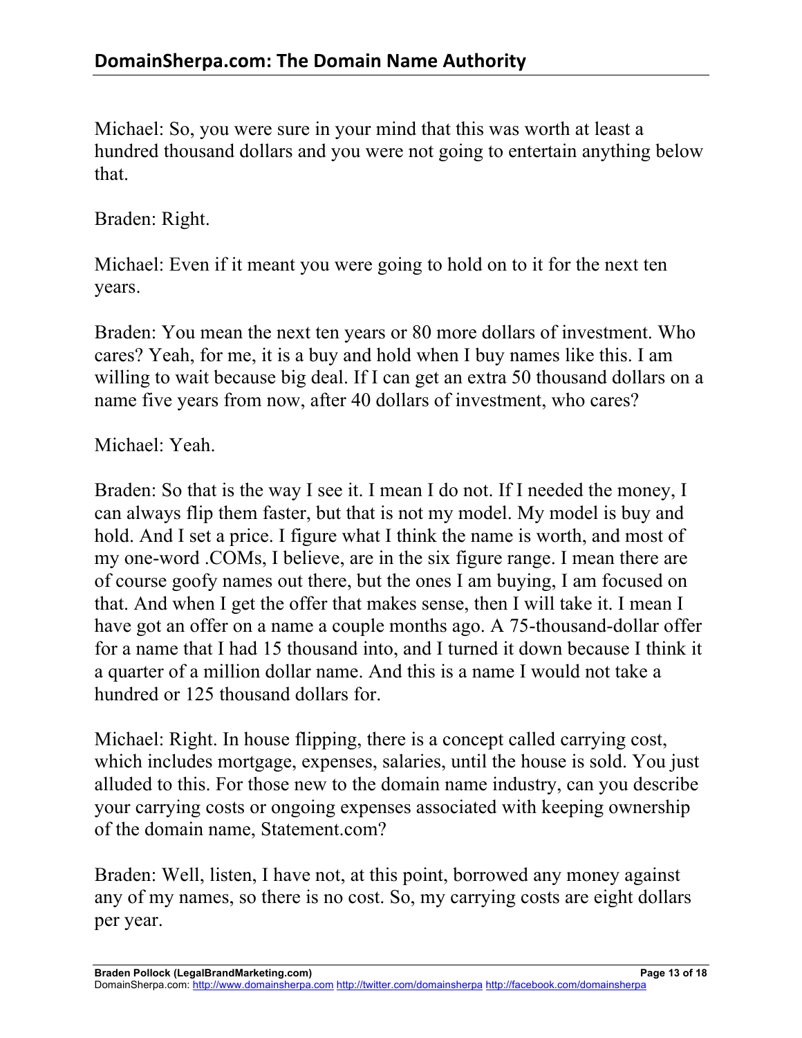Michael: So, you were sure in your mind that this was worth at least a hundred thousand dollars and you were not going to entertain anything below that.

Braden: Right.

Michael: Even if it meant you were going to hold on to it for the next ten years.

Braden: You mean the next ten years or 80 more dollars of investment. Who cares? Yeah, for me, it is a buy and hold when I buy names like this. I am willing to wait because big deal. If I can get an extra 50 thousand dollars on a name five years from now, after 40 dollars of investment, who cares?

Michael: Yeah.

Braden: So that is the way I see it. I mean I do not. If I needed the money, I can always flip them faster, but that is not my model. My model is buy and hold. And I set a price. I figure what I think the name is worth, and most of my one-word .COMs, I believe, are in the six figure range. I mean there are of course goofy names out there, but the ones I am buying, I am focused on that. And when I get the offer that makes sense, then I will take it. I mean I have got an offer on a name a couple months ago. A 75-thousand-dollar offer for a name that I had 15 thousand into, and I turned it down because I think it a quarter of a million dollar name. And this is a name I would not take a hundred or 125 thousand dollars for.

Michael: Right. In house flipping, there is a concept called carrying cost, which includes mortgage, expenses, salaries, until the house is sold. You just alluded to this. For those new to the domain name industry, can you describe your carrying costs or ongoing expenses associated with keeping ownership of the domain name, Statement.com?

Braden: Well, listen, I have not, at this point, borrowed any money against any of my names, so there is no cost. So, my carrying costs are eight dollars per year.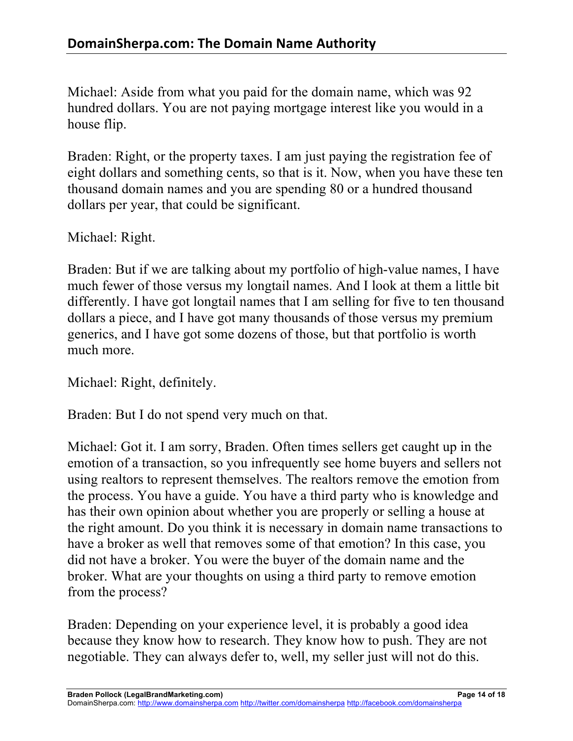Michael: Aside from what you paid for the domain name, which was 92 hundred dollars. You are not paying mortgage interest like you would in a house flip.

Braden: Right, or the property taxes. I am just paying the registration fee of eight dollars and something cents, so that is it. Now, when you have these ten thousand domain names and you are spending 80 or a hundred thousand dollars per year, that could be significant.

Michael: Right.

Braden: But if we are talking about my portfolio of high-value names, I have much fewer of those versus my longtail names. And I look at them a little bit differently. I have got longtail names that I am selling for five to ten thousand dollars a piece, and I have got many thousands of those versus my premium generics, and I have got some dozens of those, but that portfolio is worth much more.

Michael: Right, definitely.

Braden: But I do not spend very much on that.

Michael: Got it. I am sorry, Braden. Often times sellers get caught up in the emotion of a transaction, so you infrequently see home buyers and sellers not using realtors to represent themselves. The realtors remove the emotion from the process. You have a guide. You have a third party who is knowledge and has their own opinion about whether you are properly or selling a house at the right amount. Do you think it is necessary in domain name transactions to have a broker as well that removes some of that emotion? In this case, you did not have a broker. You were the buyer of the domain name and the broker. What are your thoughts on using a third party to remove emotion from the process?

Braden: Depending on your experience level, it is probably a good idea because they know how to research. They know how to push. They are not negotiable. They can always defer to, well, my seller just will not do this.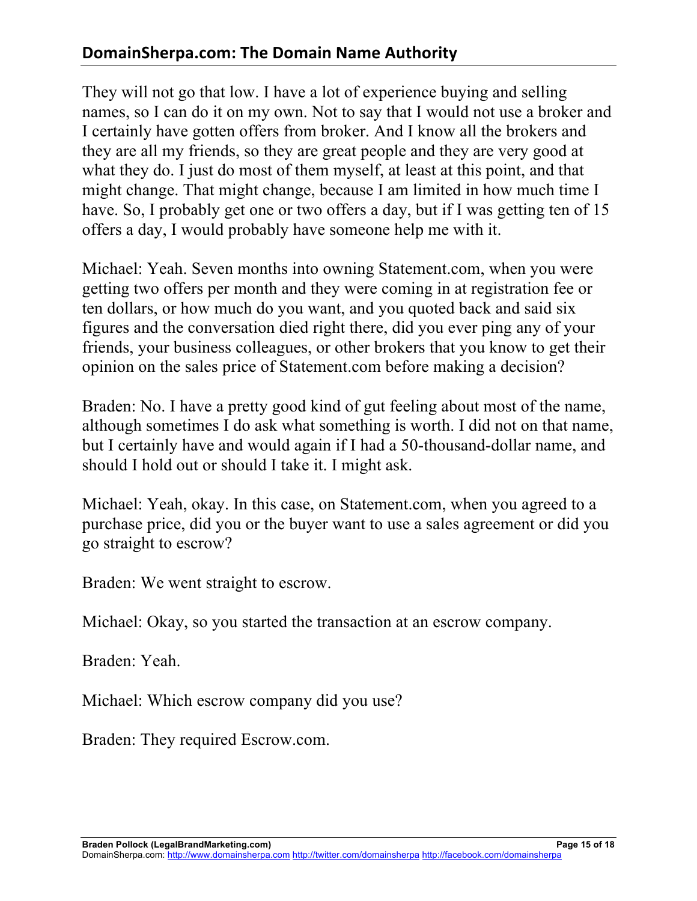They will not go that low. I have a lot of experience buying and selling names, so I can do it on my own. Not to say that I would not use a broker and I certainly have gotten offers from broker. And I know all the brokers and they are all my friends, so they are great people and they are very good at what they do. I just do most of them myself, at least at this point, and that might change. That might change, because I am limited in how much time I have. So, I probably get one or two offers a day, but if I was getting ten of 15 offers a day, I would probably have someone help me with it.

Michael: Yeah. Seven months into owning Statement.com, when you were getting two offers per month and they were coming in at registration fee or ten dollars, or how much do you want, and you quoted back and said six figures and the conversation died right there, did you ever ping any of your friends, your business colleagues, or other brokers that you know to get their opinion on the sales price of Statement.com before making a decision?

Braden: No. I have a pretty good kind of gut feeling about most of the name, although sometimes I do ask what something is worth. I did not on that name, but I certainly have and would again if I had a 50-thousand-dollar name, and should I hold out or should I take it. I might ask.

Michael: Yeah, okay. In this case, on Statement.com, when you agreed to a purchase price, did you or the buyer want to use a sales agreement or did you go straight to escrow?

Braden: We went straight to escrow.

Michael: Okay, so you started the transaction at an escrow company.

Braden: Yeah.

Michael: Which escrow company did you use?

Braden: They required Escrow.com.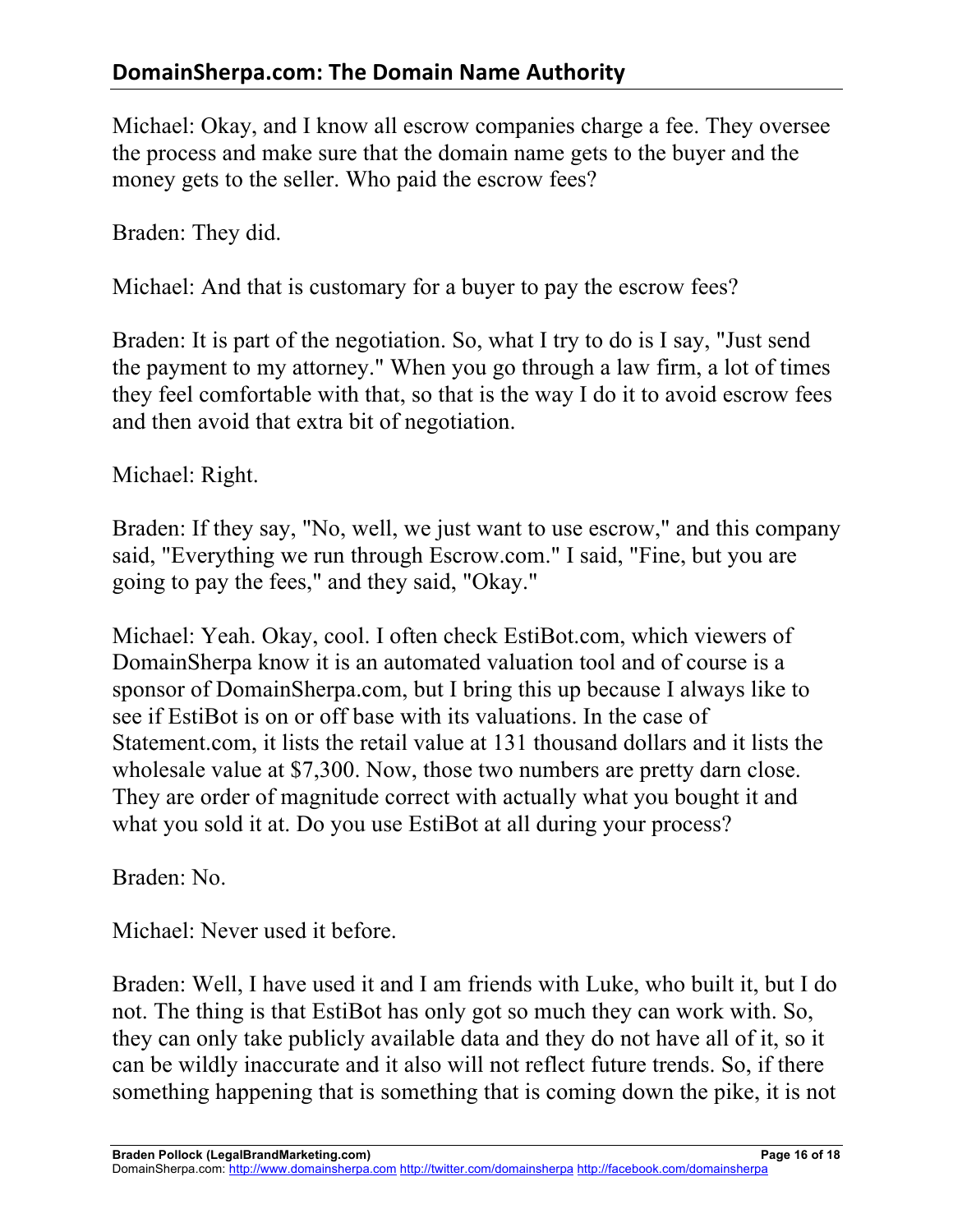Michael: Okay, and I know all escrow companies charge a fee. They oversee the process and make sure that the domain name gets to the buyer and the money gets to the seller. Who paid the escrow fees?

Braden: They did.

Michael: And that is customary for a buyer to pay the escrow fees?

Braden: It is part of the negotiation. So, what I try to do is I say, "Just send the payment to my attorney." When you go through a law firm, a lot of times they feel comfortable with that, so that is the way I do it to avoid escrow fees and then avoid that extra bit of negotiation.

Michael: Right.

Braden: If they say, "No, well, we just want to use escrow," and this company said, "Everything we run through Escrow.com." I said, "Fine, but you are going to pay the fees," and they said, "Okay."

Michael: Yeah. Okay, cool. I often check EstiBot.com, which viewers of DomainSherpa know it is an automated valuation tool and of course is a sponsor of DomainSherpa.com, but I bring this up because I always like to see if EstiBot is on or off base with its valuations. In the case of Statement.com, it lists the retail value at 131 thousand dollars and it lists the wholesale value at $7,300. Now, those two numbers are pretty darn close. They are order of magnitude correct with actually what you bought it and what you sold it at. Do you use EstiBot at all during your process?

Braden: No.

Michael: Never used it before.

Braden: Well, I have used it and I am friends with Luke, who built it, but I do not. The thing is that EstiBot has only got so much they can work with. So, they can only take publicly available data and they do not have all of it, so it can be wildly inaccurate and it also will not reflect future trends. So, if there something happening that is something that is coming down the pike, it is not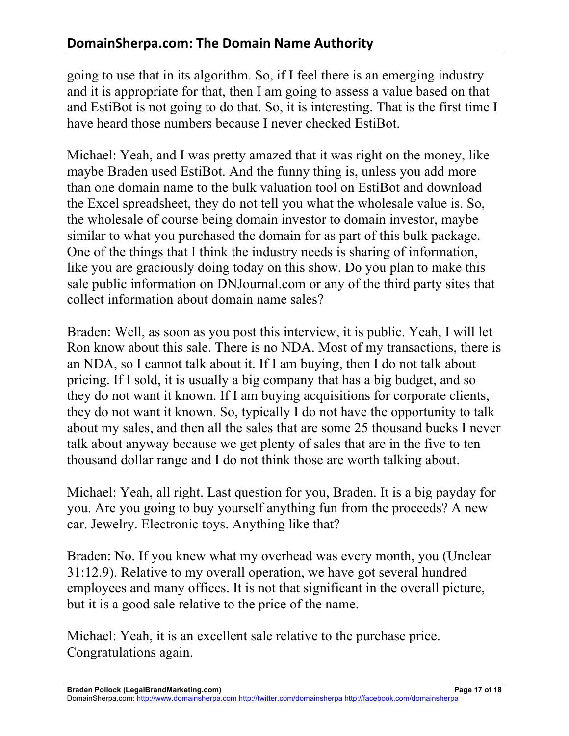going to use that in its algorithm. So, if I feel there is an emerging industry and it is appropriate for that, then I am going to assess a value based on that and EstiBot is not going to do that. So, it is interesting. That is the first time I have heard those numbers because I never checked EstiBot.

Michael: Yeah, and I was pretty amazed that it was right on the money, like maybe Braden used EstiBot. And the funny thing is, unless you add more than one domain name to the bulk valuation tool on EstiBot and download the Excel spreadsheet, they do not tell you what the wholesale value is. So, the wholesale of course being domain investor to domain investor, maybe similar to what you purchased the domain for as part of this bulk package. One of the things that I think the industry needs is sharing of information, like you are graciously doing today on this show. Do you plan to make this sale public information on DNJournal.com or any of the third party sites that collect information about domain name sales?

Braden: Well, as soon as you post this interview, it is public. Yeah, I will let Ron know about this sale. There is no NDA. Most of my transactions, there is an NDA, so I cannot talk about it. If I am buying, then I do not talk about pricing. If I sold, it is usually a big company that has a big budget, and so they do not want it known. If I am buying acquisitions for corporate clients, they do not want it known. So, typically I do not have the opportunity to talk about my sales, and then all the sales that are some 25 thousand bucks I never talk about anyway because we get plenty of sales that are in the five to ten thousand dollar range and I do not think those are worth talking about.

Michael: Yeah, all right. Last question for you, Braden. It is a big payday for you. Are you going to buy yourself anything fun from the proceeds? A new car. Jewelry. Electronic toys. Anything like that?

Braden: No. If you knew what my overhead was every month, you (Unclear 31:12.9). Relative to my overall operation, we have got several hundred employees and many offices. It is not that significant in the overall picture, but it is a good sale relative to the price of the name.

Michael: Yeah, it is an excellent sale relative to the purchase price. Congratulations again.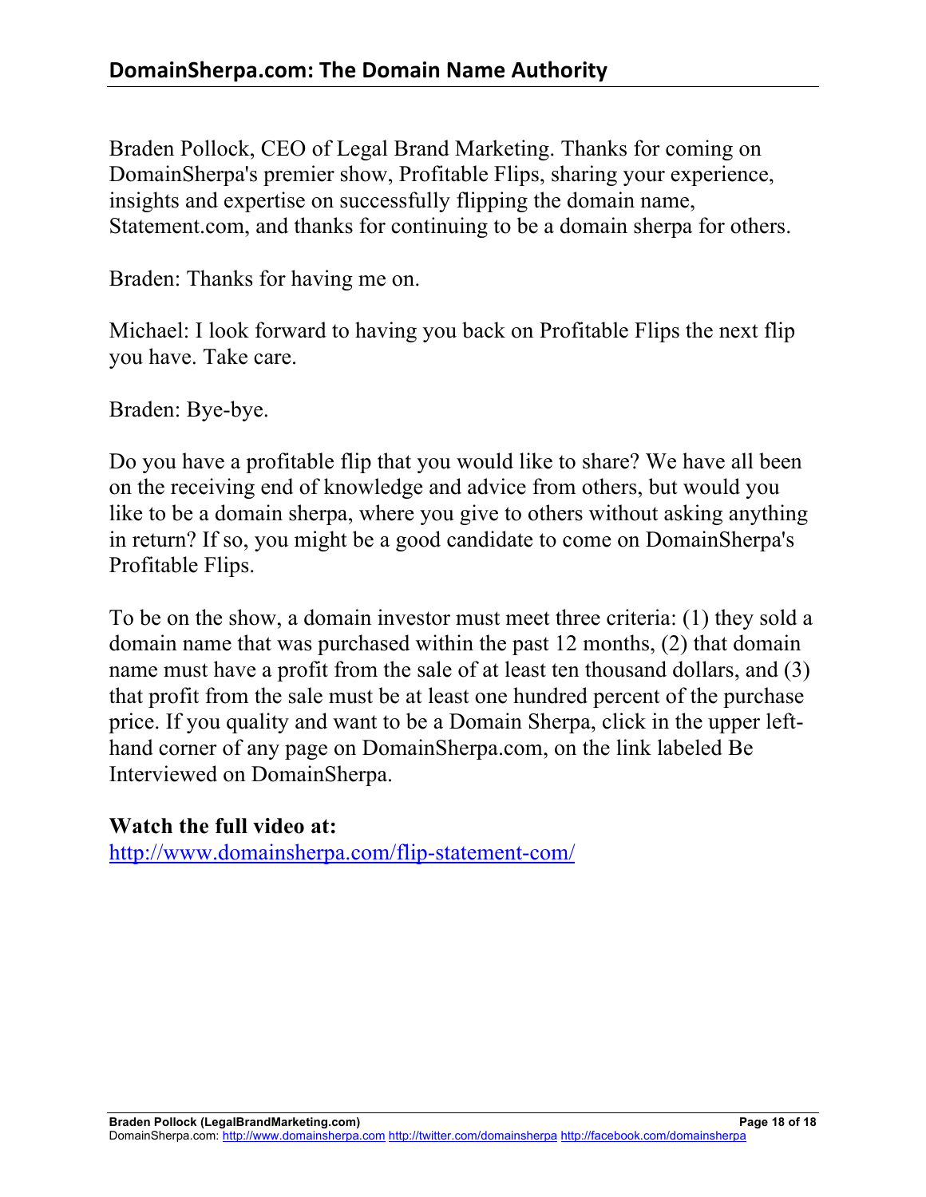Braden Pollock, CEO of Legal Brand Marketing. Thanks for coming on DomainSherpa's premier show, Profitable Flips, sharing your experience, insights and expertise on successfully flipping the domain name, Statement.com, and thanks for continuing to be a domain sherpa for others.

Braden: Thanks for having me on.

Michael: I look forward to having you back on Profitable Flips the next flip you have. Take care.

Braden: Bye-bye.

Do you have a profitable flip that you would like to share? We have all been on the receiving end of knowledge and advice from others, but would you like to be a domain sherpa, where you give to others without asking anything in return? If so, you might be a good candidate to come on DomainSherpa's Profitable Flips.

To be on the show, a domain investor must meet three criteria: (1) they sold a domain name that was purchased within the past 12 months, (2) that domain name must have a profit from the sale of at least ten thousand dollars, and (3) that profit from the sale must be at least one hundred percent of the purchase price. If you quality and want to be a Domain Sherpa, click in the upper left-hand corner of any page on DomainSherpa.com, on the link labeled Be Interviewed on DomainSherpa.

**Watch the full video at:**
http://www.domainsherpa.com/flip-statement-com/